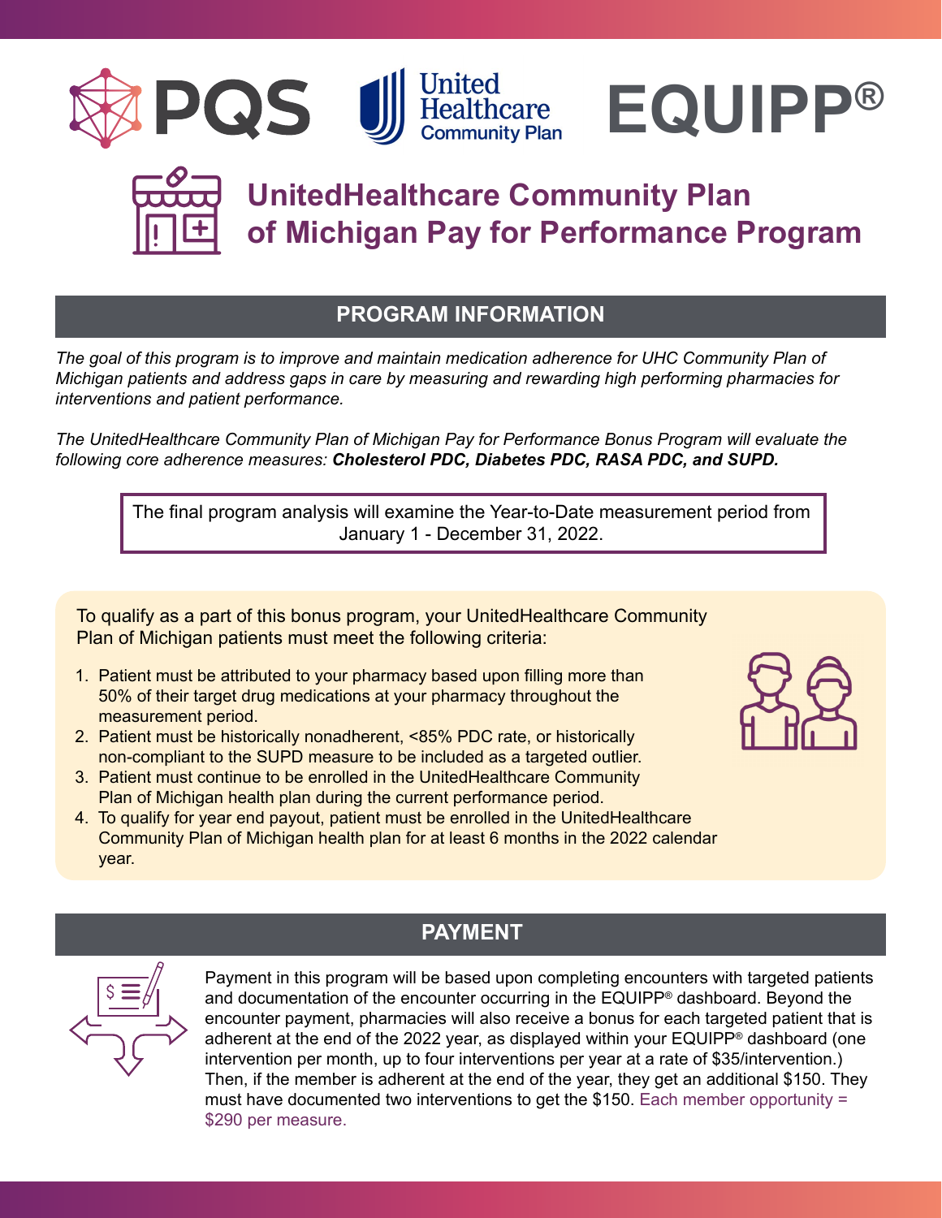PQS | United Healthcare Community Plan | EQUIPP®

# UnitedHealthcare Community Plan of Michigan Pay for Performance Program

## PROGRAM INFORMATION

*The goal of this program is to improve and maintain medication adherence for UHC Community Plan of Michigan patients and address gaps in care by measuring and rewarding high performing pharmacies for interventions and patient performance.*

*The UnitedHealthcare Community Plan of Michigan Pay for Performance Bonus Program will evaluate the following core adherence measures:* ***Cholesterol PDC, Diabetes PDC, RASA PDC, and SUPD.***

The final program analysis will examine the Year-to-Date measurement period from January 1 - December 31, 2022.

To qualify as a part of this bonus program, your UnitedHealthcare Community Plan of Michigan patients must meet the following criteria:

1. Patient must be attributed to your pharmacy based upon filling more than 50% of their target drug medications at your pharmacy throughout the measurement period.
2. Patient must be historically nonadherent, <85% PDC rate, or historically non-compliant to the SUPD measure to be included as a targeted outlier.
3. Patient must continue to be enrolled in the UnitedHealthcare Community Plan of Michigan health plan during the current performance period.
4. To qualify for year end payout, patient must be enrolled in the UnitedHealthcare Community Plan of Michigan health plan for at least 6 months in the 2022 calendar year.

## PAYMENT

Payment in this program will be based upon completing encounters with targeted patients and documentation of the encounter occurring in the EQUIPP® dashboard. Beyond the encounter payment, pharmacies will also receive a bonus for each targeted patient that is adherent at the end of the 2022 year, as displayed within your EQUIPP® dashboard (one intervention per month, up to four interventions per year at a rate of $35/intervention.) Then, if the member is adherent at the end of the year, they get an additional $150. They must have documented two interventions to get the $150. Each member opportunity = $290 per measure.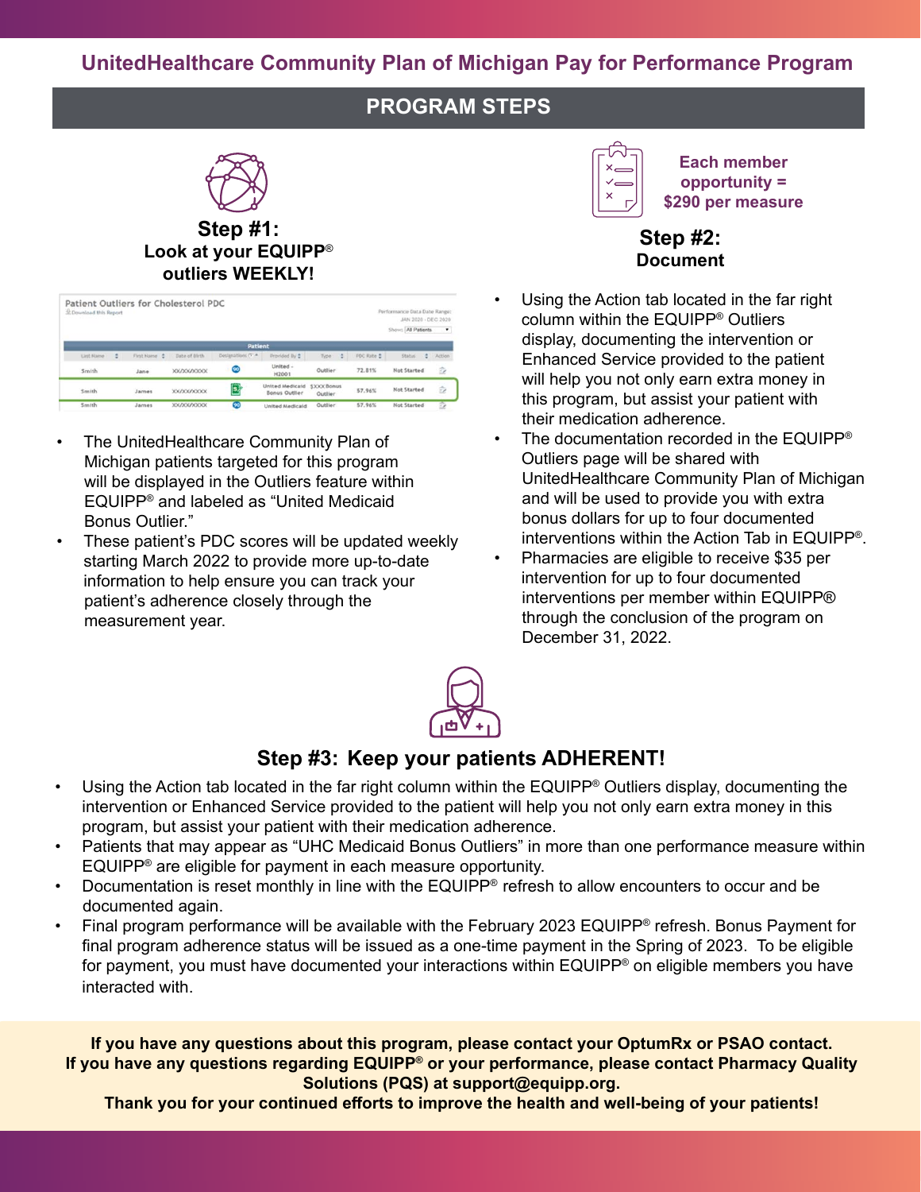# UnitedHealthcare Community Plan of Michigan Pay for Performance Program

## PROGRAM STEPS

### Step #1: Look at your EQUIPP® outliers WEEKLY!

- The UnitedHealthcare Community Plan of Michigan patients targeted for this program will be displayed in the Outliers feature within EQUIPP® and labeled as "United Medicaid Bonus Outlier."
- These patient's PDC scores will be updated weekly starting March 2022 to provide more up-to-date information to help ensure you can track your patient's adherence closely through the measurement year.

**Each member opportunity = $290 per measure**

### Step #2: Document

- Using the Action tab located in the far right column within the EQUIPP® Outliers display, documenting the intervention or Enhanced Service provided to the patient will help you not only earn extra money in this program, but assist your patient with their medication adherence.
- The documentation recorded in the EQUIPP® Outliers page will be shared with UnitedHealthcare Community Plan of Michigan and will be used to provide you with extra bonus dollars for up to four documented interventions within the Action Tab in EQUIPP®.
- Pharmacies are eligible to receive $35 per intervention for up to four documented interventions per member within EQUIPP® through the conclusion of the program on December 31, 2022.

### Step #3: Keep your patients ADHERENT!

- Using the Action tab located in the far right column within the EQUIPP® Outliers display, documenting the intervention or Enhanced Service provided to the patient will help you not only earn extra money in this program, but assist your patient with their medication adherence.
- Patients that may appear as "UHC Medicaid Bonus Outliers" in more than one performance measure within EQUIPP® are eligible for payment in each measure opportunity.
- Documentation is reset monthly in line with the EQUIPP® refresh to allow encounters to occur and be documented again.
- Final program performance will be available with the February 2023 EQUIPP® refresh. Bonus Payment for final program adherence status will be issued as a one-time payment in the Spring of 2023. To be eligible for payment, you must have documented your interactions within EQUIPP® on eligible members you have interacted with.

**If you have any questions about this program, please contact your OptumRx or PSAO contact.**
**If you have any questions regarding EQUIPP® or your performance, please contact Pharmacy Quality Solutions (PQS) at support@equipp.org.**
**Thank you for your continued efforts to improve the health and well-being of your patients!**